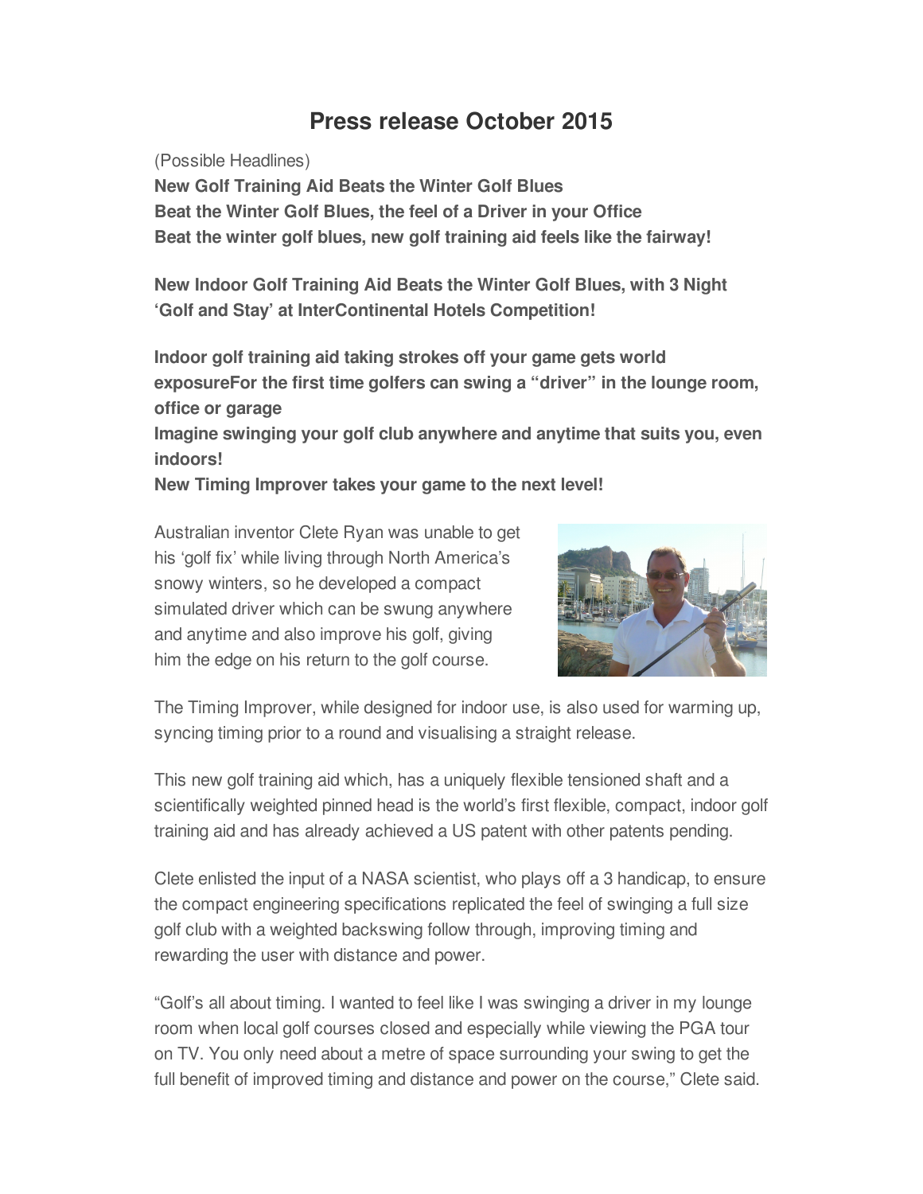# Press release October 2015

(Possible Headlines)

**New Golf Training Aid Beats the Winter Golf Blues**
**Beat the Winter Golf Blues, the feel of a Driver in your Office**
**Beat the winter golf blues, new golf training aid feels like the fairway!**

**New Indoor Golf Training Aid Beats the Winter Golf Blues, with 3 Night 'Golf and Stay' at InterContinental Hotels Competition!**

**Indoor golf training aid taking strokes off your game gets world exposureFor the first time golfers can swing a "driver" in the lounge room, office or garage**
**Imagine swinging your golf club anywhere and anytime that suits you, even indoors!**
**New Timing Improver takes your game to the next level!**

Australian inventor Clete Ryan was unable to get his 'golf fix' while living through North America's snowy winters, so he developed a compact simulated driver which can be swung anywhere and anytime and also improve his golf, giving him the edge on his return to the golf course.

The Timing Improver, while designed for indoor use, is also used for warming up, syncing timing prior to a round and visualising a straight release.

This new golf training aid which, has a uniquely flexible tensioned shaft and a scientifically weighted pinned head is the world's first flexible, compact, indoor golf training aid and has already achieved a US patent with other patents pending.

Clete enlisted the input of a NASA scientist, who plays off a 3 handicap, to ensure the compact engineering specifications replicated the feel of swinging a full size golf club with a weighted backswing follow through, improving timing and rewarding the user with distance and power.

"Golf's all about timing. I wanted to feel like I was swinging a driver in my lounge room when local golf courses closed and especially while viewing the PGA tour on TV. You only need about a metre of space surrounding your swing to get the full benefit of improved timing and distance and power on the course," Clete said.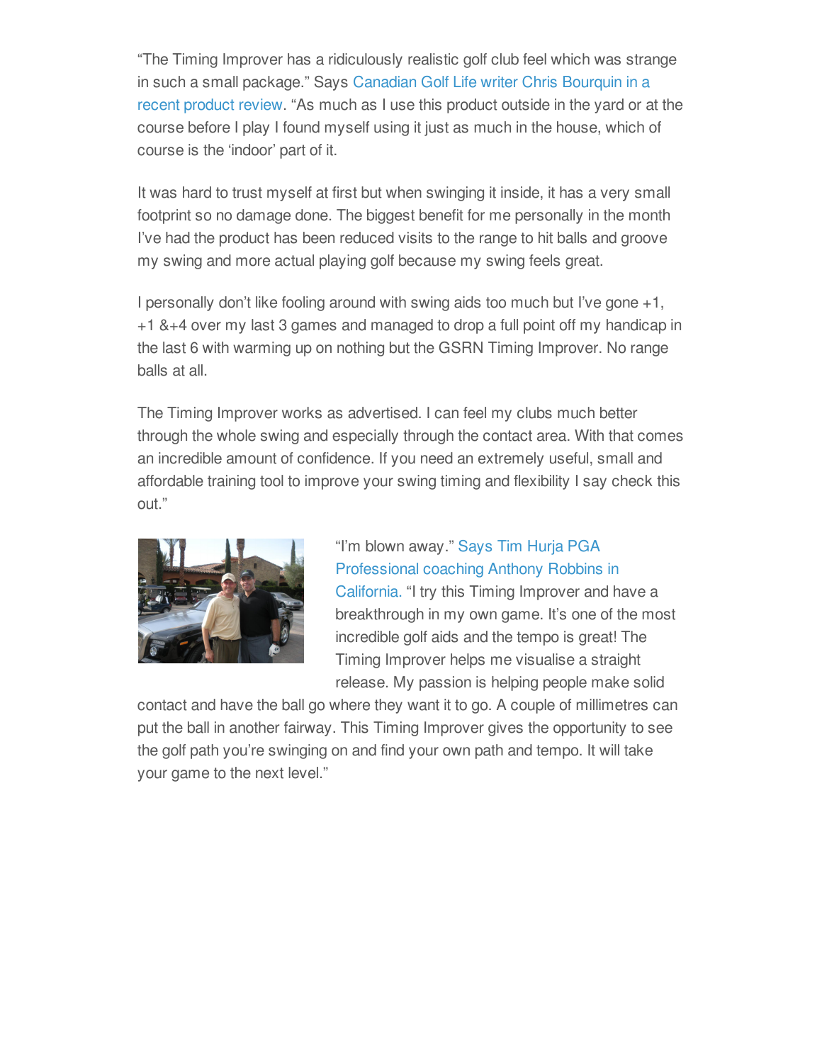"The Timing Improver has a ridiculously realistic golf club feel which was strange in such a small package." Says Canadian Golf Life writer Chris Bourquin in a recent product review. "As much as I use this product outside in the yard or at the course before I play I found myself using it just as much in the house, which of course is the 'indoor' part of it.

It was hard to trust myself at first but when swinging it inside, it has a very small footprint so no damage done. The biggest benefit for me personally in the month I've had the product has been reduced visits to the range to hit balls and groove my swing and more actual playing golf because my swing feels great.

I personally don't like fooling around with swing aids too much but I've gone +1, +1 &+4 over my last 3 games and managed to drop a full point off my handicap in the last 6 with warming up on nothing but the GSRN Timing Improver. No range balls at all.

The Timing Improver works as advertised. I can feel my clubs much better through the whole swing and especially through the contact area. With that comes an incredible amount of confidence. If you need an extremely useful, small and affordable training tool to improve your swing timing and flexibility I say check this out."

"I'm blown away." Says Tim Hurja PGA Professional coaching Anthony Robbins in California. "I try this Timing Improver and have a breakthrough in my own game. It's one of the most incredible golf aids and the tempo is great! The Timing Improver helps me visualise a straight release. My passion is helping people make solid contact and have the ball go where they want it to go. A couple of millimetres can put the ball in another fairway. This Timing Improver gives the opportunity to see the golf path you're swinging on and find your own path and tempo. It will take your game to the next level."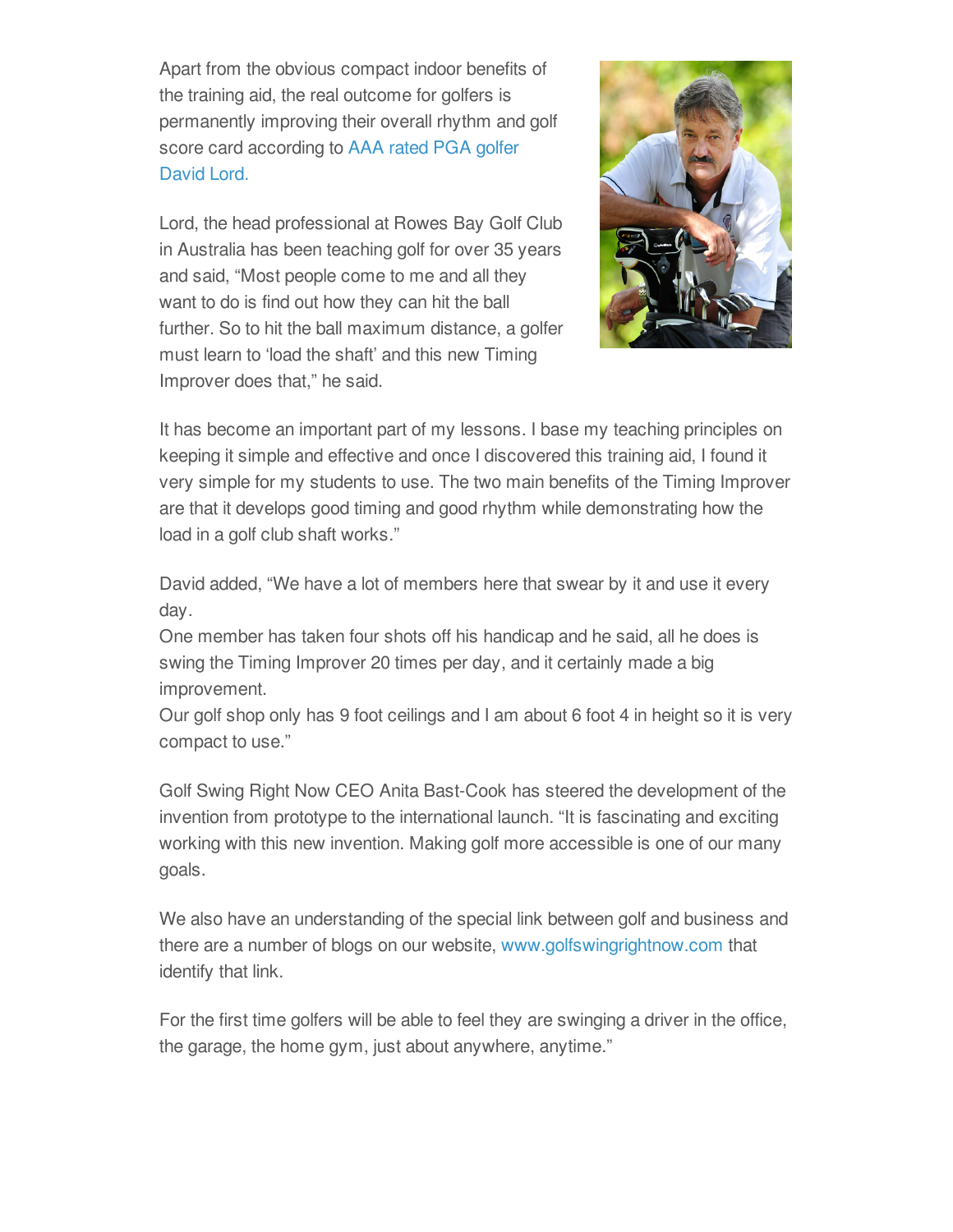Apart from the obvious compact indoor benefits of the training aid, the real outcome for golfers is permanently improving their overall rhythm and golf score card according to AAA rated PGA golfer David Lord.

Lord, the head professional at Rowes Bay Golf Club in Australia has been teaching golf for over 35 years and said, "Most people come to me and all they want to do is find out how they can hit the ball further. So to hit the ball maximum distance, a golfer must learn to 'load the shaft' and this new Timing Improver does that," he said.

It has become an important part of my lessons. I base my teaching principles on keeping it simple and effective and once I discovered this training aid, I found it very simple for my students to use. The two main benefits of the Timing Improver are that it develops good timing and good rhythm while demonstrating how the load in a golf club shaft works."

David added, "We have a lot of members here that swear by it and use it every day.
One member has taken four shots off his handicap and he said, all he does is swing the Timing Improver 20 times per day, and it certainly made a big improvement.
Our golf shop only has 9 foot ceilings and I am about 6 foot 4 in height so it is very compact to use."

Golf Swing Right Now CEO Anita Bast-Cook has steered the development of the invention from prototype to the international launch. "It is fascinating and exciting working with this new invention. Making golf more accessible is one of our many goals.

We also have an understanding of the special link between golf and business and there are a number of blogs on our website, www.golfswingrightnow.com that identify that link.

For the first time golfers will be able to feel they are swinging a driver in the office, the garage, the home gym, just about anywhere, anytime."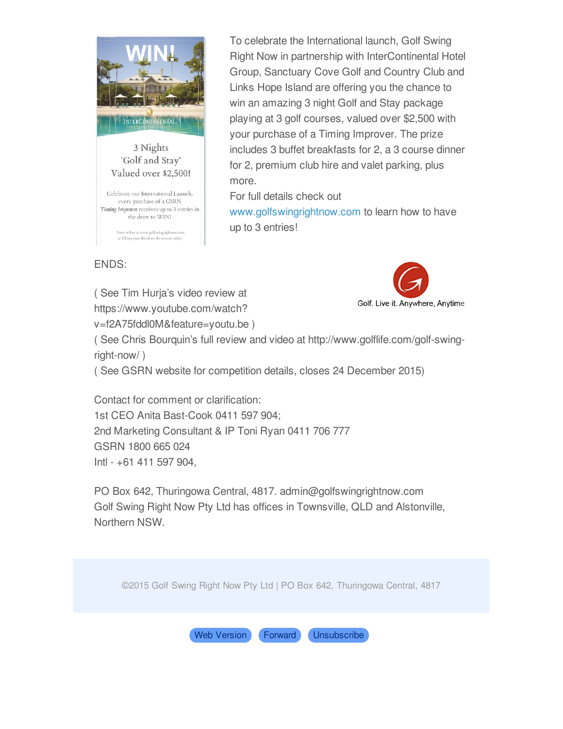To celebrate the International launch, Golf Swing Right Now in partnership with InterContinental Hotel Group, Sanctuary Cove Golf and Country Club and Links Hope Island are offering you the chance to win an amazing 3 night Golf and Stay package playing at 3 golf courses, valued over $2,500 with your purchase of a Timing Improver. The prize includes 3 buffet breakfasts for 2, a 3 course dinner for 2, premium club hire and valet parking, plus more.

For full details check out www.golfswingrightnow.com to learn how to have up to 3 entries!

ENDS:

( See Tim Hurja's video review at https://www.youtube.com/watch?v=f2A75fddl0M&feature=youtu.be )

( See Chris Bourquin's full review and video at http://www.golflife.com/golf-swing-right-now/ )

( See GSRN website for competition details, closes 24 December 2015)

Golf. Live it. Anywhere, Anytime

Contact for comment or clarification:
1st CEO Anita Bast-Cook 0411 597 904;
2nd Marketing Consultant & IP Toni Ryan 0411 706 777
GSRN 1800 665 024
Intl - +61 411 597 904,

PO Box 642, Thuringowa Central, 4817. admin@golfswingrightnow.com
Golf Swing Right Now Pty Ltd has offices in Townsville, QLD and Alstonville, Northern NSW.

©2015 Golf Swing Right Now Pty Ltd | PO Box 642, Thuringowa Central, 4817

Web Version | Forward | Unsubscribe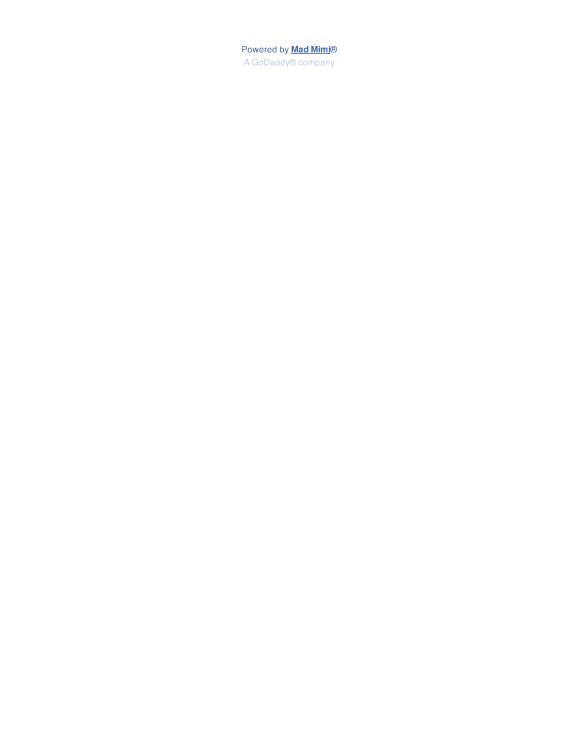Powered by **Mad Mimi**®

A GoDaddy® company